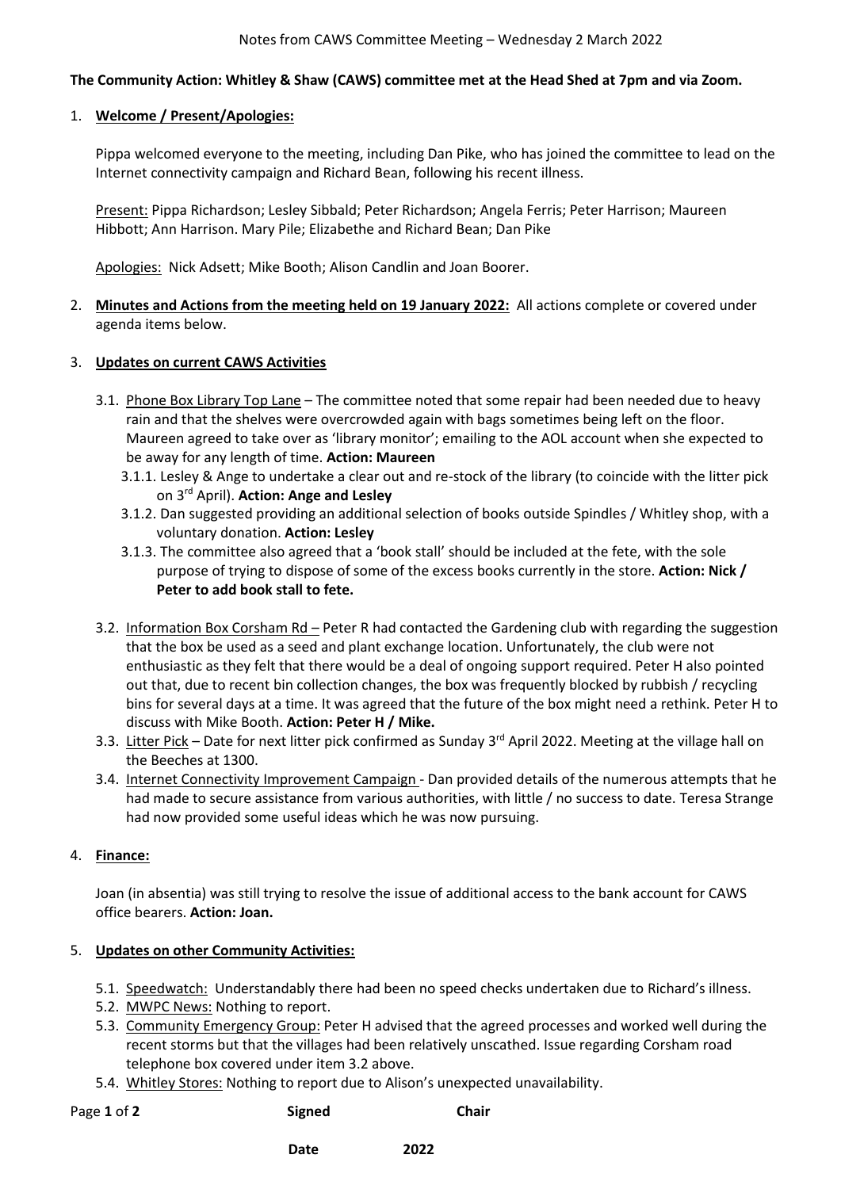Notes from CAWS Committee Meeting – Wednesday 2 March 2022

**The Community Action: Whitley & Shaw (CAWS) committee met at the Head Shed at 7pm and via Zoom.**

1. **Welcome / Present/Apologies:**

   Pippa welcomed everyone to the meeting, including Dan Pike, who has joined the committee to lead on the Internet connectivity campaign and Richard Bean, following his recent illness.

   Present: Pippa Richardson; Lesley Sibbald; Peter Richardson; Angela Ferris; Peter Harrison; Maureen Hibbott; Ann Harrison. Mary Pile; Elizabethe and Richard Bean; Dan Pike

   Apologies: Nick Adsett; Mike Booth; Alison Candlin and Joan Boorer.

2. **Minutes and Actions from the meeting held on 19 January 2022:** All actions complete or covered under agenda items below.

3. **Updates on current CAWS Activities**

   3.1. Phone Box Library Top Lane – The committee noted that some repair had been needed due to heavy rain and that the shelves were overcrowded again with bags sometimes being left on the floor. Maureen agreed to take over as 'library monitor'; emailing to the AOL account when she expected to be away for any length of time. **Action: Maureen**

   3.1.1. Lesley & Ange to undertake a clear out and re-stock of the library (to coincide with the litter pick on 3rd April). **Action: Ange and Lesley**

   3.1.2. Dan suggested providing an additional selection of books outside Spindles / Whitley shop, with a voluntary donation. **Action: Lesley**

   3.1.3. The committee also agreed that a 'book stall' should be included at the fete, with the sole purpose of trying to dispose of some of the excess books currently in the store. **Action: Nick / Peter to add book stall to fete.**

   3.2. Information Box Corsham Rd – Peter R had contacted the Gardening club with regarding the suggestion that the box be used as a seed and plant exchange location. Unfortunately, the club were not enthusiastic as they felt that there would be a deal of ongoing support required. Peter H also pointed out that, due to recent bin collection changes, the box was frequently blocked by rubbish / recycling bins for several days at a time. It was agreed that the future of the box might need a rethink. Peter H to discuss with Mike Booth. **Action: Peter H / Mike.**

   3.3. Litter Pick – Date for next litter pick confirmed as Sunday 3rd April 2022. Meeting at the village hall on the Beeches at 1300.

   3.4. Internet Connectivity Improvement Campaign - Dan provided details of the numerous attempts that he had made to secure assistance from various authorities, with little / no success to date. Teresa Strange had now provided some useful ideas which he was now pursuing.

4. **Finance:**

   Joan (in absentia) was still trying to resolve the issue of additional access to the bank account for CAWS office bearers. **Action: Joan.**

5. **Updates on other Community Activities:**

   5.1. Speedwatch: Understandably there had been no speed checks undertaken due to Richard's illness.

   5.2. MWPC News: Nothing to report.

   5.3. Community Emergency Group: Peter H advised that the agreed processes and worked well during the recent storms but that the villages had been relatively unscathed. Issue regarding Corsham road telephone box covered under item 3.2 above.

   5.4. Whitley Stores: Nothing to report due to Alison's unexpected unavailability.

**Signed** **Chair**

**Date** **2022**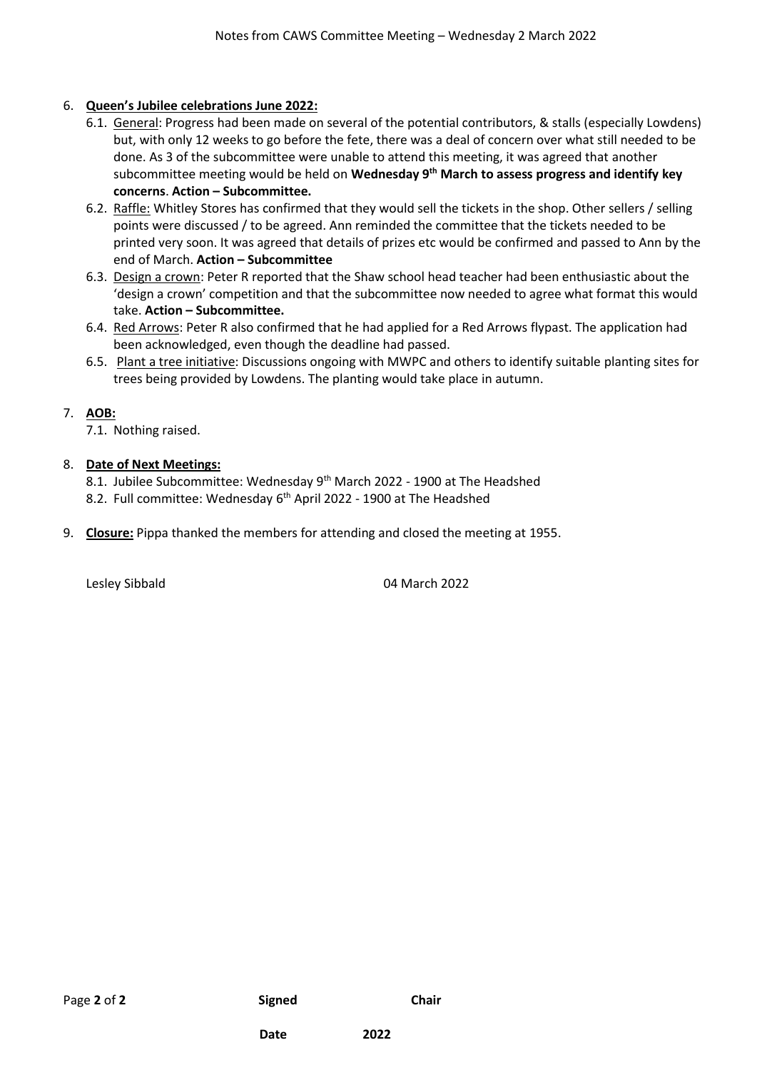6. **Queen's Jubilee celebrations June 2022:**
   - 6.1. General: Progress had been made on several of the potential contributors, & stalls (especially Lowdens) but, with only 12 weeks to go before the fete, there was a deal of concern over what still needed to be done. As 3 of the subcommittee were unable to attend this meeting, it was agreed that another subcommittee meeting would be held on **Wednesday 9th March to assess progress and identify key concerns**. **Action – Subcommittee.**
   - 6.2. Raffle: Whitley Stores has confirmed that they would sell the tickets in the shop. Other sellers / selling points were discussed / to be agreed. Ann reminded the committee that the tickets needed to be printed very soon. It was agreed that details of prizes etc would be confirmed and passed to Ann by the end of March. **Action – Subcommittee**
   - 6.3. Design a crown: Peter R reported that the Shaw school head teacher had been enthusiastic about the 'design a crown' competition and that the subcommittee now needed to agree what format this would take. **Action – Subcommittee.**
   - 6.4. Red Arrows: Peter R also confirmed that he had applied for a Red Arrows flypast. The application had been acknowledged, even though the deadline had passed.
   - 6.5. Plant a tree initiative: Discussions ongoing with MWPC and others to identify suitable planting sites for trees being provided by Lowdens. The planting would take place in autumn.

7. **AOB:**
   - 7.1. Nothing raised.

8. **Date of Next Meetings:**
   - 8.1. Jubilee Subcommittee: Wednesday 9th March 2022 - 1900 at The Headshed
   - 8.2. Full committee: Wednesday 6th April 2022 - 1900 at The Headshed

9. **Closure:** Pippa thanked the members for attending and closed the meeting at 1955.

Lesley Sibbald 04 March 2022

**Signed** **Chair**

**Date** **2022**